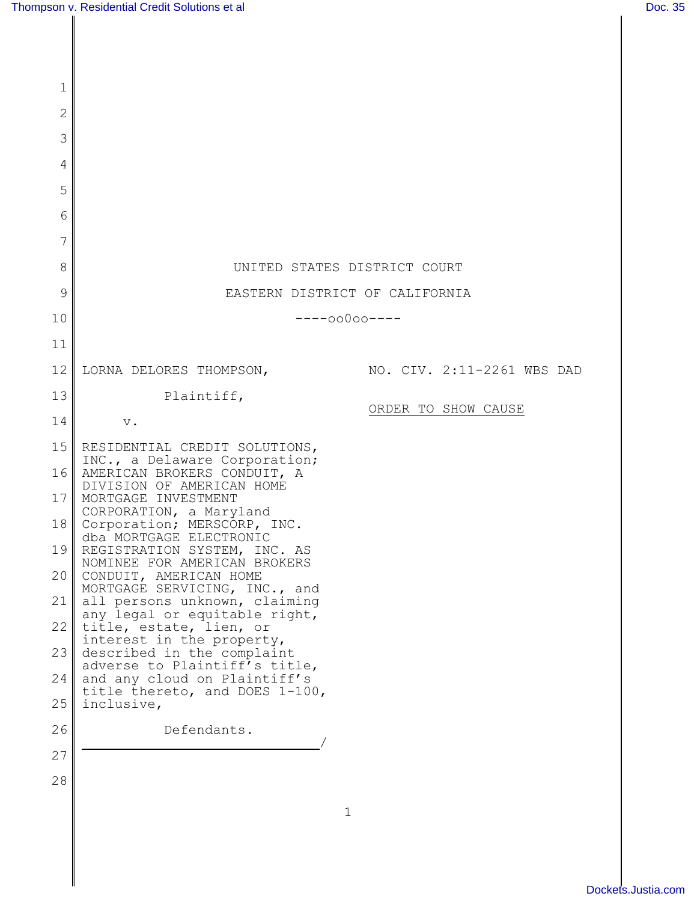UNITED STATES DISTRICT COURT

EASTERN DISTRICT OF CALIFORNIA

----oo0oo----

LORNA DELORES THOMPSON,

Plaintiff,

v.

RESIDENTIAL CREDIT SOLUTIONS, INC., a Delaware Corporation; AMERICAN BROKERS CONDUIT, A DIVISION OF AMERICAN HOME MORTGAGE INVESTMENT CORPORATION, a Maryland Corporation; MERSCORP, INC. dba MORTGAGE ELECTRONIC REGISTRATION SYSTEM, INC. AS NOMINEE FOR AMERICAN BROKERS CONDUIT, AMERICAN HOME MORTGAGE SERVICING, INC., and all persons unknown, claiming any legal or equitable right, title, estate, lien, or interest in the property, described in the complaint adverse to Plaintiff's title, and any cloud on Plaintiff's title thereto, and DOES 1-100, inclusive,

Defendants.

/

NO. CIV. 2:11-2261 WBS DAD

ORDER TO SHOW CAUSE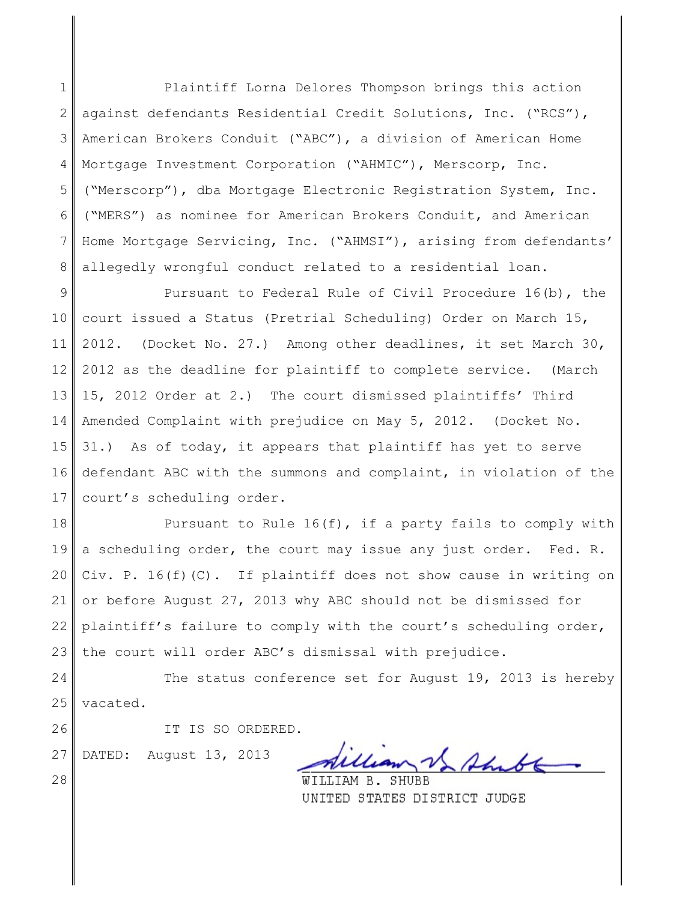Plaintiff Lorna Delores Thompson brings this action against defendants Residential Credit Solutions, Inc. ("RCS"), American Brokers Conduit ("ABC"), a division of American Home Mortgage Investment Corporation ("AHMIC"), Merscorp, Inc. ("Merscorp"), dba Mortgage Electronic Registration System, Inc. ("MERS") as nominee for American Brokers Conduit, and American Home Mortgage Servicing, Inc. ("AHMSI"), arising from defendants' allegedly wrongful conduct related to a residential loan.

Pursuant to Federal Rule of Civil Procedure 16(b), the court issued a Status (Pretrial Scheduling) Order on March 15, 2012. (Docket No. 27.) Among other deadlines, it set March 30, 2012 as the deadline for plaintiff to complete service. (March 15, 2012 Order at 2.) The court dismissed plaintiffs' Third Amended Complaint with prejudice on May 5, 2012. (Docket No. 31.) As of today, it appears that plaintiff has yet to serve defendant ABC with the summons and complaint, in violation of the court's scheduling order.

Pursuant to Rule 16(f), if a party fails to comply with a scheduling order, the court may issue any just order. Fed. R. Civ. P. 16(f)(C). If plaintiff does not show cause in writing on or before August 27, 2013 why ABC should not be dismissed for plaintiff's failure to comply with the court's scheduling order, the court will order ABC's dismissal with prejudice.

The status conference set for August 19, 2013 is hereby vacated.

IT IS SO ORDERED.

DATED: August 13, 2013

WILLIAM B. SHUBB
UNITED STATES DISTRICT JUDGE